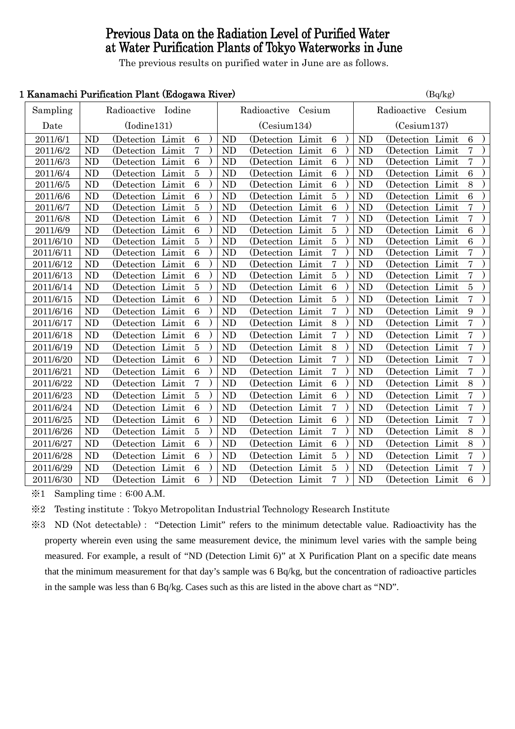# Previous Data on the Radiation Level of Purified Water at Water Purification Plants of Tokyo Waterworks in June

The previous results on purified water in June are as follows.

## 1 Kanamachi Purification Plant (Edogawa River)

(Bq/kg)

| Sampling Date | Radioactive Iodine (Iodine131) | Radioactive Cesium (Cesium134) | Radioactive Cesium (Cesium137) |
|---|---|---|---|
| 2011/6/1 | ND (Detection Limit 6) | ND (Detection Limit 6) | ND (Detection Limit 6) |
| 2011/6/2 | ND (Detection Limit 7) | ND (Detection Limit 6) | ND (Detection Limit 7) |
| 2011/6/3 | ND (Detection Limit 6) | ND (Detection Limit 6) | ND (Detection Limit 7) |
| 2011/6/4 | ND (Detection Limit 5) | ND (Detection Limit 6) | ND (Detection Limit 6) |
| 2011/6/5 | ND (Detection Limit 6) | ND (Detection Limit 6) | ND (Detection Limit 8) |
| 2011/6/6 | ND (Detection Limit 6) | ND (Detection Limit 5) | ND (Detection Limit 6) |
| 2011/6/7 | ND (Detection Limit 5) | ND (Detection Limit 6) | ND (Detection Limit 7) |
| 2011/6/8 | ND (Detection Limit 6) | ND (Detection Limit 7) | ND (Detection Limit 7) |
| 2011/6/9 | ND (Detection Limit 6) | ND (Detection Limit 5) | ND (Detection Limit 6) |
| 2011/6/10 | ND (Detection Limit 5) | ND (Detection Limit 5) | ND (Detection Limit 6) |
| 2011/6/11 | ND (Detection Limit 6) | ND (Detection Limit 7) | ND (Detection Limit 7) |
| 2011/6/12 | ND (Detection Limit 6) | ND (Detection Limit 7) | ND (Detection Limit 7) |
| 2011/6/13 | ND (Detection Limit 6) | ND (Detection Limit 5) | ND (Detection Limit 7) |
| 2011/6/14 | ND (Detection Limit 5) | ND (Detection Limit 6) | ND (Detection Limit 5) |
| 2011/6/15 | ND (Detection Limit 6) | ND (Detection Limit 5) | ND (Detection Limit 7) |
| 2011/6/16 | ND (Detection Limit 6) | ND (Detection Limit 7) | ND (Detection Limit 9) |
| 2011/6/17 | ND (Detection Limit 6) | ND (Detection Limit 8) | ND (Detection Limit 7) |
| 2011/6/18 | ND (Detection Limit 6) | ND (Detection Limit 7) | ND (Detection Limit 7) |
| 2011/6/19 | ND (Detection Limit 5) | ND (Detection Limit 8) | ND (Detection Limit 7) |
| 2011/6/20 | ND (Detection Limit 6) | ND (Detection Limit 7) | ND (Detection Limit 7) |
| 2011/6/21 | ND (Detection Limit 6) | ND (Detection Limit 7) | ND (Detection Limit 7) |
| 2011/6/22 | ND (Detection Limit 7) | ND (Detection Limit 6) | ND (Detection Limit 8) |
| 2011/6/23 | ND (Detection Limit 5) | ND (Detection Limit 6) | ND (Detection Limit 7) |
| 2011/6/24 | ND (Detection Limit 6) | ND (Detection Limit 7) | ND (Detection Limit 7) |
| 2011/6/25 | ND (Detection Limit 6) | ND (Detection Limit 6) | ND (Detection Limit 7) |
| 2011/6/26 | ND (Detection Limit 5) | ND (Detection Limit 7) | ND (Detection Limit 8) |
| 2011/6/27 | ND (Detection Limit 6) | ND (Detection Limit 6) | ND (Detection Limit 8) |
| 2011/6/28 | ND (Detection Limit 6) | ND (Detection Limit 5) | ND (Detection Limit 7) |
| 2011/6/29 | ND (Detection Limit 6) | ND (Detection Limit 5) | ND (Detection Limit 7) |
| 2011/6/30 | ND (Detection Limit 6) | ND (Detection Limit 7) | ND (Detection Limit 6) |

※1 Sampling time：6:00 A.M.

※2 Testing institute：Tokyo Metropolitan Industrial Technology Research Institute

※3 ND (Not detectable)： "Detection Limit" refers to the minimum detectable value. Radioactivity has the property wherein even using the same measurement device, the minimum level varies with the sample being measured. For example, a result of "ND (Detection Limit 6)" at X Purification Plant on a specific date means that the minimum measurement for that day's sample was 6 Bq/kg, but the concentration of radioactive particles in the sample was less than 6 Bq/kg. Cases such as this are listed in the above chart as "ND".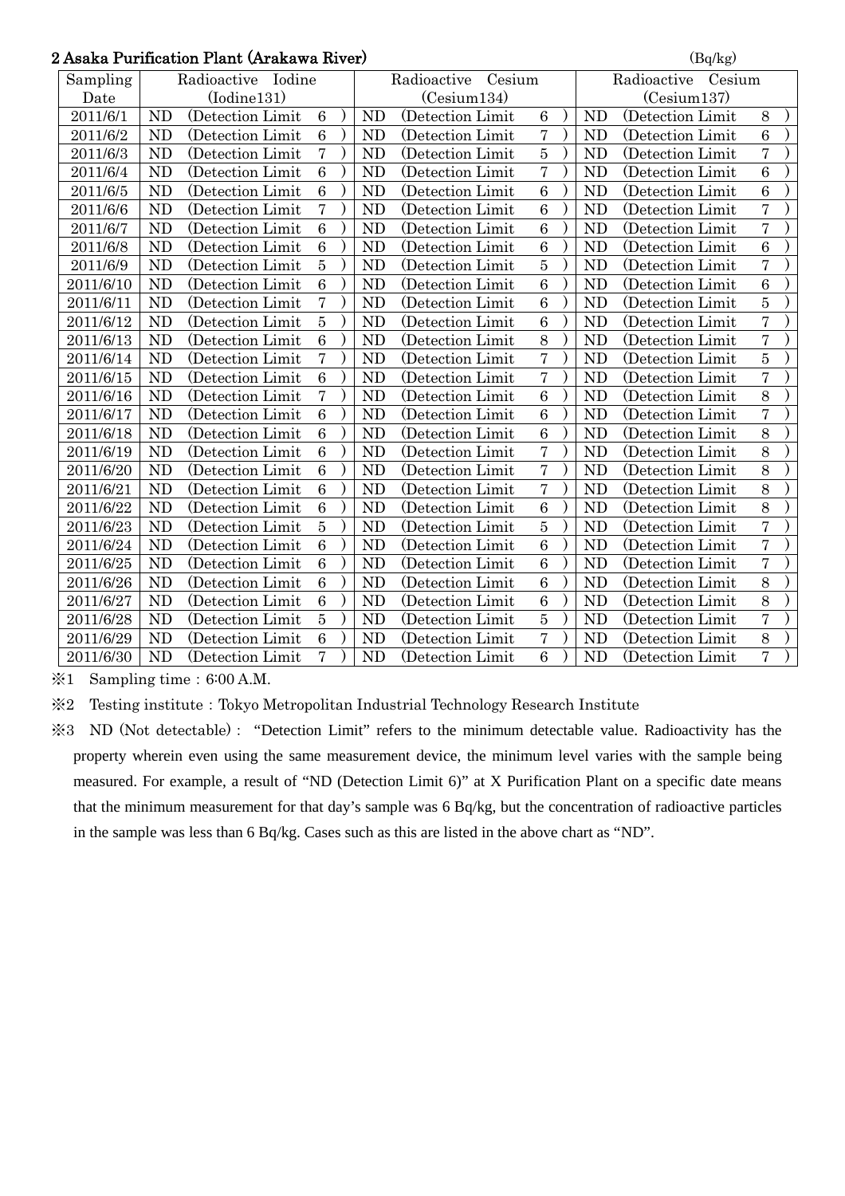## 2 Asaka Purification Plant (Arakawa River)

(Bq/kg)

| Sampling Date | Radioactive Iodine (Iodine131) | Radioactive Cesium (Cesium134) | Radioactive Cesium (Cesium137) |
|---|---|---|---|
| 2011/6/1 | ND (Detection Limit 6 ) | ND (Detection Limit 6 ) | ND (Detection Limit 8 ) |
| 2011/6/2 | ND (Detection Limit 6 ) | ND (Detection Limit 7 ) | ND (Detection Limit 6 ) |
| 2011/6/3 | ND (Detection Limit 7 ) | ND (Detection Limit 5 ) | ND (Detection Limit 7 ) |
| 2011/6/4 | ND (Detection Limit 6 ) | ND (Detection Limit 7 ) | ND (Detection Limit 6 ) |
| 2011/6/5 | ND (Detection Limit 6 ) | ND (Detection Limit 6 ) | ND (Detection Limit 6 ) |
| 2011/6/6 | ND (Detection Limit 7 ) | ND (Detection Limit 6 ) | ND (Detection Limit 7 ) |
| 2011/6/7 | ND (Detection Limit 6 ) | ND (Detection Limit 6 ) | ND (Detection Limit 7 ) |
| 2011/6/8 | ND (Detection Limit 6 ) | ND (Detection Limit 6 ) | ND (Detection Limit 6 ) |
| 2011/6/9 | ND (Detection Limit 5 ) | ND (Detection Limit 5 ) | ND (Detection Limit 7 ) |
| 2011/6/10 | ND (Detection Limit 6 ) | ND (Detection Limit 6 ) | ND (Detection Limit 6 ) |
| 2011/6/11 | ND (Detection Limit 7 ) | ND (Detection Limit 6 ) | ND (Detection Limit 5 ) |
| 2011/6/12 | ND (Detection Limit 5 ) | ND (Detection Limit 6 ) | ND (Detection Limit 7 ) |
| 2011/6/13 | ND (Detection Limit 6 ) | ND (Detection Limit 8 ) | ND (Detection Limit 7 ) |
| 2011/6/14 | ND (Detection Limit 7 ) | ND (Detection Limit 7 ) | ND (Detection Limit 5 ) |
| 2011/6/15 | ND (Detection Limit 6 ) | ND (Detection Limit 7 ) | ND (Detection Limit 7 ) |
| 2011/6/16 | ND (Detection Limit 7 ) | ND (Detection Limit 6 ) | ND (Detection Limit 8 ) |
| 2011/6/17 | ND (Detection Limit 6 ) | ND (Detection Limit 6 ) | ND (Detection Limit 7 ) |
| 2011/6/18 | ND (Detection Limit 6 ) | ND (Detection Limit 6 ) | ND (Detection Limit 8 ) |
| 2011/6/19 | ND (Detection Limit 6 ) | ND (Detection Limit 7 ) | ND (Detection Limit 8 ) |
| 2011/6/20 | ND (Detection Limit 6 ) | ND (Detection Limit 7 ) | ND (Detection Limit 8 ) |
| 2011/6/21 | ND (Detection Limit 6 ) | ND (Detection Limit 7 ) | ND (Detection Limit 8 ) |
| 2011/6/22 | ND (Detection Limit 6 ) | ND (Detection Limit 6 ) | ND (Detection Limit 8 ) |
| 2011/6/23 | ND (Detection Limit 5 ) | ND (Detection Limit 5 ) | ND (Detection Limit 7 ) |
| 2011/6/24 | ND (Detection Limit 6 ) | ND (Detection Limit 6 ) | ND (Detection Limit 7 ) |
| 2011/6/25 | ND (Detection Limit 6 ) | ND (Detection Limit 6 ) | ND (Detection Limit 7 ) |
| 2011/6/26 | ND (Detection Limit 6 ) | ND (Detection Limit 6 ) | ND (Detection Limit 8 ) |
| 2011/6/27 | ND (Detection Limit 6 ) | ND (Detection Limit 6 ) | ND (Detection Limit 8 ) |
| 2011/6/28 | ND (Detection Limit 5 ) | ND (Detection Limit 5 ) | ND (Detection Limit 7 ) |
| 2011/6/29 | ND (Detection Limit 6 ) | ND (Detection Limit 7 ) | ND (Detection Limit 8 ) |
| 2011/6/30 | ND (Detection Limit 7 ) | ND (Detection Limit 6 ) | ND (Detection Limit 7 ) |

※1 Sampling time：6:00 A.M.

※2 Testing institute：Tokyo Metropolitan Industrial Technology Research Institute

※3 ND (Not detectable)： "Detection Limit" refers to the minimum detectable value. Radioactivity has the property wherein even using the same measurement device, the minimum level varies with the sample being measured. For example, a result of "ND (Detection Limit 6)" at X Purification Plant on a specific date means that the minimum measurement for that day's sample was 6 Bq/kg, but the concentration of radioactive particles in the sample was less than 6 Bq/kg. Cases such as this are listed in the above chart as "ND".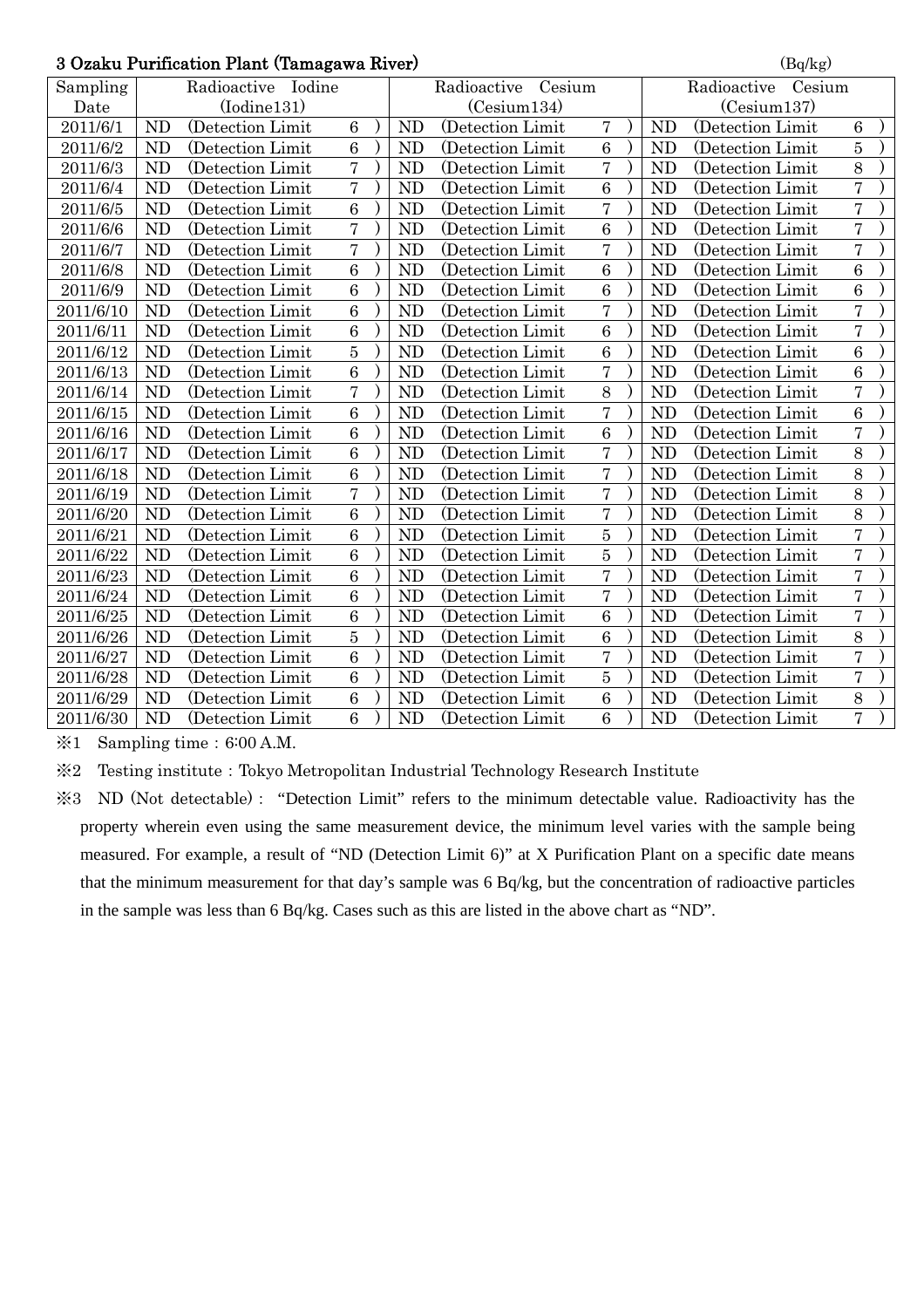### 3 Ozaku Purification Plant (Tamagawa River)

(Bq/kg)

| Sampling Date | Radioactive Iodine (Iodine131) | Radioactive Cesium (Cesium134) | Radioactive Cesium (Cesium137) |
|---|---|---|---|
| 2011/6/1 | ND (Detection Limit 6 ) | ND (Detection Limit 7 ) | ND (Detection Limit 6 ) |
| 2011/6/2 | ND (Detection Limit 6 ) | ND (Detection Limit 6 ) | ND (Detection Limit 5 ) |
| 2011/6/3 | ND (Detection Limit 7 ) | ND (Detection Limit 7 ) | ND (Detection Limit 8 ) |
| 2011/6/4 | ND (Detection Limit 7 ) | ND (Detection Limit 6 ) | ND (Detection Limit 7 ) |
| 2011/6/5 | ND (Detection Limit 6 ) | ND (Detection Limit 7 ) | ND (Detection Limit 7 ) |
| 2011/6/6 | ND (Detection Limit 7 ) | ND (Detection Limit 6 ) | ND (Detection Limit 7 ) |
| 2011/6/7 | ND (Detection Limit 7 ) | ND (Detection Limit 7 ) | ND (Detection Limit 7 ) |
| 2011/6/8 | ND (Detection Limit 6 ) | ND (Detection Limit 6 ) | ND (Detection Limit 6 ) |
| 2011/6/9 | ND (Detection Limit 6 ) | ND (Detection Limit 6 ) | ND (Detection Limit 6 ) |
| 2011/6/10 | ND (Detection Limit 6 ) | ND (Detection Limit 7 ) | ND (Detection Limit 7 ) |
| 2011/6/11 | ND (Detection Limit 6 ) | ND (Detection Limit 6 ) | ND (Detection Limit 7 ) |
| 2011/6/12 | ND (Detection Limit 5 ) | ND (Detection Limit 6 ) | ND (Detection Limit 6 ) |
| 2011/6/13 | ND (Detection Limit 6 ) | ND (Detection Limit 7 ) | ND (Detection Limit 6 ) |
| 2011/6/14 | ND (Detection Limit 7 ) | ND (Detection Limit 8 ) | ND (Detection Limit 7 ) |
| 2011/6/15 | ND (Detection Limit 6 ) | ND (Detection Limit 7 ) | ND (Detection Limit 6 ) |
| 2011/6/16 | ND (Detection Limit 6 ) | ND (Detection Limit 6 ) | ND (Detection Limit 7 ) |
| 2011/6/17 | ND (Detection Limit 6 ) | ND (Detection Limit 7 ) | ND (Detection Limit 8 ) |
| 2011/6/18 | ND (Detection Limit 6 ) | ND (Detection Limit 7 ) | ND (Detection Limit 8 ) |
| 2011/6/19 | ND (Detection Limit 7 ) | ND (Detection Limit 7 ) | ND (Detection Limit 8 ) |
| 2011/6/20 | ND (Detection Limit 6 ) | ND (Detection Limit 7 ) | ND (Detection Limit 8 ) |
| 2011/6/21 | ND (Detection Limit 6 ) | ND (Detection Limit 5 ) | ND (Detection Limit 7 ) |
| 2011/6/22 | ND (Detection Limit 6 ) | ND (Detection Limit 5 ) | ND (Detection Limit 7 ) |
| 2011/6/23 | ND (Detection Limit 6 ) | ND (Detection Limit 7 ) | ND (Detection Limit 7 ) |
| 2011/6/24 | ND (Detection Limit 6 ) | ND (Detection Limit 7 ) | ND (Detection Limit 7 ) |
| 2011/6/25 | ND (Detection Limit 6 ) | ND (Detection Limit 6 ) | ND (Detection Limit 7 ) |
| 2011/6/26 | ND (Detection Limit 5 ) | ND (Detection Limit 6 ) | ND (Detection Limit 8 ) |
| 2011/6/27 | ND (Detection Limit 6 ) | ND (Detection Limit 7 ) | ND (Detection Limit 7 ) |
| 2011/6/28 | ND (Detection Limit 6 ) | ND (Detection Limit 5 ) | ND (Detection Limit 7 ) |
| 2011/6/29 | ND (Detection Limit 6 ) | ND (Detection Limit 6 ) | ND (Detection Limit 8 ) |
| 2011/6/30 | ND (Detection Limit 6 ) | ND (Detection Limit 6 ) | ND (Detection Limit 7 ) |

※1 Sampling time : 6:00 A.M.

※2 Testing institute : Tokyo Metropolitan Industrial Technology Research Institute

※3 ND (Not detectable) : "Detection Limit" refers to the minimum detectable value. Radioactivity has the property wherein even using the same measurement device, the minimum level varies with the sample being measured. For example, a result of "ND (Detection Limit 6)" at X Purification Plant on a specific date means that the minimum measurement for that day's sample was 6 Bq/kg, but the concentration of radioactive particles in the sample was less than 6 Bq/kg. Cases such as this are listed in the above chart as "ND".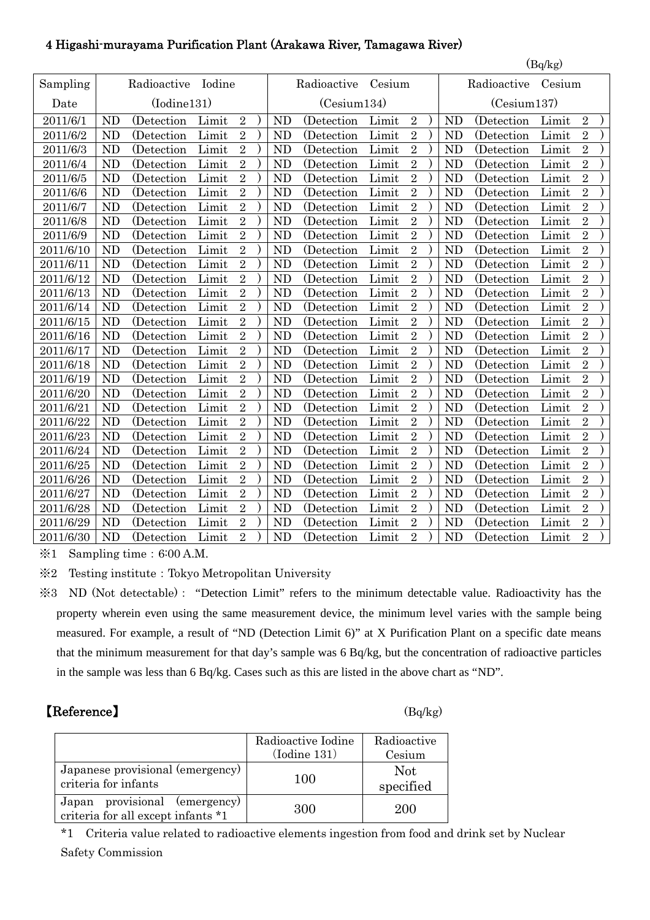#### 4 Higashi-murayama Purification Plant (Arakawa River, Tamagawa River)

(Bq/kg)

| Sampling Date | Radioactive Iodine (Iodine131) | Radioactive Cesium (Cesium134) | Radioactive Cesium (Cesium137) |
|---|---|---|---|
| 2011/6/1 | ND (Detection Limit 2) | ND (Detection Limit 2) | ND (Detection Limit 2) |
| 2011/6/2 | ND (Detection Limit 2) | ND (Detection Limit 2) | ND (Detection Limit 2) |
| 2011/6/3 | ND (Detection Limit 2) | ND (Detection Limit 2) | ND (Detection Limit 2) |
| 2011/6/4 | ND (Detection Limit 2) | ND (Detection Limit 2) | ND (Detection Limit 2) |
| 2011/6/5 | ND (Detection Limit 2) | ND (Detection Limit 2) | ND (Detection Limit 2) |
| 2011/6/6 | ND (Detection Limit 2) | ND (Detection Limit 2) | ND (Detection Limit 2) |
| 2011/6/7 | ND (Detection Limit 2) | ND (Detection Limit 2) | ND (Detection Limit 2) |
| 2011/6/8 | ND (Detection Limit 2) | ND (Detection Limit 2) | ND (Detection Limit 2) |
| 2011/6/9 | ND (Detection Limit 2) | ND (Detection Limit 2) | ND (Detection Limit 2) |
| 2011/6/10 | ND (Detection Limit 2) | ND (Detection Limit 2) | ND (Detection Limit 2) |
| 2011/6/11 | ND (Detection Limit 2) | ND (Detection Limit 2) | ND (Detection Limit 2) |
| 2011/6/12 | ND (Detection Limit 2) | ND (Detection Limit 2) | ND (Detection Limit 2) |
| 2011/6/13 | ND (Detection Limit 2) | ND (Detection Limit 2) | ND (Detection Limit 2) |
| 2011/6/14 | ND (Detection Limit 2) | ND (Detection Limit 2) | ND (Detection Limit 2) |
| 2011/6/15 | ND (Detection Limit 2) | ND (Detection Limit 2) | ND (Detection Limit 2) |
| 2011/6/16 | ND (Detection Limit 2) | ND (Detection Limit 2) | ND (Detection Limit 2) |
| 2011/6/17 | ND (Detection Limit 2) | ND (Detection Limit 2) | ND (Detection Limit 2) |
| 2011/6/18 | ND (Detection Limit 2) | ND (Detection Limit 2) | ND (Detection Limit 2) |
| 2011/6/19 | ND (Detection Limit 2) | ND (Detection Limit 2) | ND (Detection Limit 2) |
| 2011/6/20 | ND (Detection Limit 2) | ND (Detection Limit 2) | ND (Detection Limit 2) |
| 2011/6/21 | ND (Detection Limit 2) | ND (Detection Limit 2) | ND (Detection Limit 2) |
| 2011/6/22 | ND (Detection Limit 2) | ND (Detection Limit 2) | ND (Detection Limit 2) |
| 2011/6/23 | ND (Detection Limit 2) | ND (Detection Limit 2) | ND (Detection Limit 2) |
| 2011/6/24 | ND (Detection Limit 2) | ND (Detection Limit 2) | ND (Detection Limit 2) |
| 2011/6/25 | ND (Detection Limit 2) | ND (Detection Limit 2) | ND (Detection Limit 2) |
| 2011/6/26 | ND (Detection Limit 2) | ND (Detection Limit 2) | ND (Detection Limit 2) |
| 2011/6/27 | ND (Detection Limit 2) | ND (Detection Limit 2) | ND (Detection Limit 2) |
| 2011/6/28 | ND (Detection Limit 2) | ND (Detection Limit 2) | ND (Detection Limit 2) |
| 2011/6/29 | ND (Detection Limit 2) | ND (Detection Limit 2) | ND (Detection Limit 2) |
| 2011/6/30 | ND (Detection Limit 2) | ND (Detection Limit 2) | ND (Detection Limit 2) |

※1 Sampling time：6:00 A.M.

※2 Testing institute：Tokyo Metropolitan University

※3 ND (Not detectable)： "Detection Limit" refers to the minimum detectable value. Radioactivity has the property wherein even using the same measurement device, the minimum level varies with the sample being measured. For example, a result of "ND (Detection Limit 6)" at X Purification Plant on a specific date means that the minimum measurement for that day's sample was 6 Bq/kg, but the concentration of radioactive particles in the sample was less than 6 Bq/kg. Cases such as this are listed in the above chart as "ND".

### 【Reference】

(Bq/kg)

| | Radioactive Iodine (Iodine 131) | Radioactive Cesium |
|---|---|---|
| Japanese provisional (emergency) criteria for infants | 100 | Not specified |
| Japan provisional (emergency) criteria for all except infants *1 | 300 | 200 |

*1 Criteria value related to radioactive elements ingestion from food and drink set by Nuclear Safety Commission